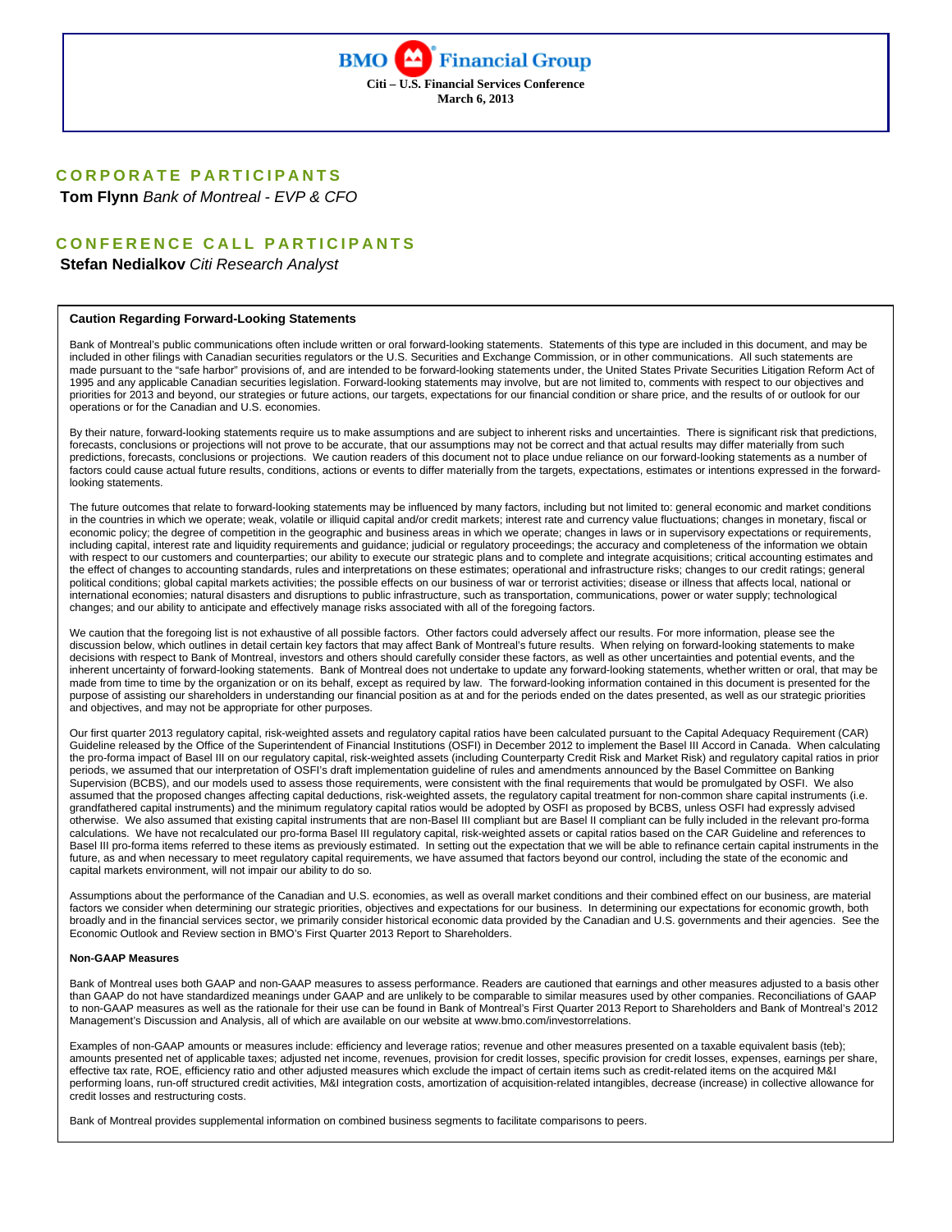**BMO Financial Group**

**Citi – U.S. Financial Services Conference**
**March 6, 2013**

## CORPORATE PARTICIPANTS

**Tom Flynn** *Bank of Montreal - EVP & CFO*

## CONFERENCE CALL PARTICIPANTS

**Stefan Nedialkov** *Citi Research Analyst*

### Caution Regarding Forward-Looking Statements

Bank of Montreal's public communications often include written or oral forward-looking statements. Statements of this type are included in this document, and may be included in other filings with Canadian securities regulators or the U.S. Securities and Exchange Commission, or in other communications. All such statements are made pursuant to the "safe harbor" provisions of, and are intended to be forward-looking statements under, the United States Private Securities Litigation Reform Act of 1995 and any applicable Canadian securities legislation. Forward-looking statements may involve, but are not limited to, comments with respect to our objectives and priorities for 2013 and beyond, our strategies or future actions, our targets, expectations for our financial condition or share price, and the results of or outlook for our operations or for the Canadian and U.S. economies.

By their nature, forward-looking statements require us to make assumptions and are subject to inherent risks and uncertainties. There is significant risk that predictions, forecasts, conclusions or projections will not prove to be accurate, that our assumptions may not be correct and that actual results may differ materially from such predictions, forecasts, conclusions or projections. We caution readers of this document not to place undue reliance on our forward-looking statements as a number of factors could cause actual future results, conditions, actions or events to differ materially from the targets, expectations, estimates or intentions expressed in the forward-looking statements.

The future outcomes that relate to forward-looking statements may be influenced by many factors, including but not limited to: general economic and market conditions in the countries in which we operate; weak, volatile or illiquid capital and/or credit markets; interest rate and currency value fluctuations; changes in monetary, fiscal or economic policy; the degree of competition in the geographic and business areas in which we operate; changes in laws or in supervisory expectations or requirements, including capital, interest rate and liquidity requirements and guidance; judicial or regulatory proceedings; the accuracy and completeness of the information we obtain with respect to our customers and counterparties; our ability to execute our strategic plans and to complete and integrate acquisitions; critical accounting estimates and the effect of changes to accounting standards, rules and interpretations on these estimates; operational and infrastructure risks; changes to our credit ratings; general political conditions; global capital markets activities; the possible effects on our business of war or terrorist activities; disease or illness that affects local, national or international economies; natural disasters and disruptions to public infrastructure, such as transportation, communications, power or water supply; technological changes; and our ability to anticipate and effectively manage risks associated with all of the foregoing factors.

We caution that the foregoing list is not exhaustive of all possible factors. Other factors could adversely affect our results. For more information, please see the discussion below, which outlines in detail certain key factors that may affect Bank of Montreal's future results. When relying on forward-looking statements to make decisions with respect to Bank of Montreal, investors and others should carefully consider these factors, as well as other uncertainties and potential events, and the inherent uncertainty of forward-looking statements. Bank of Montreal does not undertake to update any forward-looking statements, whether written or oral, that may be made from time to time by the organization or on its behalf, except as required by law. The forward-looking information contained in this document is presented for the purpose of assisting our shareholders in understanding our financial position as at and for the periods ended on the dates presented, as well as our strategic priorities and objectives, and may not be appropriate for other purposes.

Our first quarter 2013 regulatory capital, risk-weighted assets and regulatory capital ratios have been calculated pursuant to the Capital Adequacy Requirement (CAR) Guideline released by the Office of the Superintendent of Financial Institutions (OSFI) in December 2012 to implement the Basel III Accord in Canada. When calculating the pro-forma impact of Basel III on our regulatory capital, risk-weighted assets (including Counterparty Credit Risk and Market Risk) and regulatory capital ratios in prior periods, we assumed that our interpretation of OSFI's draft implementation guideline of rules and amendments announced by the Basel Committee on Banking Supervision (BCBS), and our models used to assess those requirements, were consistent with the final requirements that would be promulgated by OSFI. We also assumed that the proposed changes affecting capital deductions, risk-weighted assets, the regulatory capital treatment for non-common share capital instruments (i.e. grandfathered capital instruments) and the minimum regulatory capital ratios would be adopted by OSFI as proposed by BCBS, unless OSFI had expressly advised otherwise. We also assumed that existing capital instruments that are non-Basel III compliant but are Basel II compliant can be fully included in the relevant pro-forma calculations. We have not recalculated our pro-forma Basel III regulatory capital, risk-weighted assets or capital ratios based on the CAR Guideline and references to Basel III pro-forma items referred to these items as previously estimated. In setting out the expectation that we will be able to refinance certain capital instruments in the future, as and when necessary to meet regulatory capital requirements, we have assumed that factors beyond our control, including the state of the economic and capital markets environment, will not impair our ability to do so.

Assumptions about the performance of the Canadian and U.S. economies, as well as overall market conditions and their combined effect on our business, are material factors we consider when determining our strategic priorities, objectives and expectations for our business. In determining our expectations for economic growth, both broadly and in the financial services sector, we primarily consider historical economic data provided by the Canadian and U.S. governments and their agencies. See the Economic Outlook and Review section in BMO's First Quarter 2013 Report to Shareholders.

#### Non-GAAP Measures

Bank of Montreal uses both GAAP and non-GAAP measures to assess performance. Readers are cautioned that earnings and other measures adjusted to a basis other than GAAP do not have standardized meanings under GAAP and are unlikely to be comparable to similar measures used by other companies. Reconciliations of GAAP to non-GAAP measures as well as the rationale for their use can be found in Bank of Montreal's First Quarter 2013 Report to Shareholders and Bank of Montreal's 2012 Management's Discussion and Analysis, all of which are available on our website at www.bmo.com/investorrelations.

Examples of non-GAAP amounts or measures include: efficiency and leverage ratios; revenue and other measures presented on a taxable equivalent basis (teb); amounts presented net of applicable taxes; adjusted net income, revenues, provision for credit losses, specific provision for credit losses, expenses, earnings per share, effective tax rate, ROE, efficiency ratio and other adjusted measures which exclude the impact of certain items such as credit-related items on the acquired M&I performing loans, run-off structured credit activities, M&I integration costs, amortization of acquisition-related intangibles, decrease (increase) in collective allowance for credit losses and restructuring costs.

Bank of Montreal provides supplemental information on combined business segments to facilitate comparisons to peers.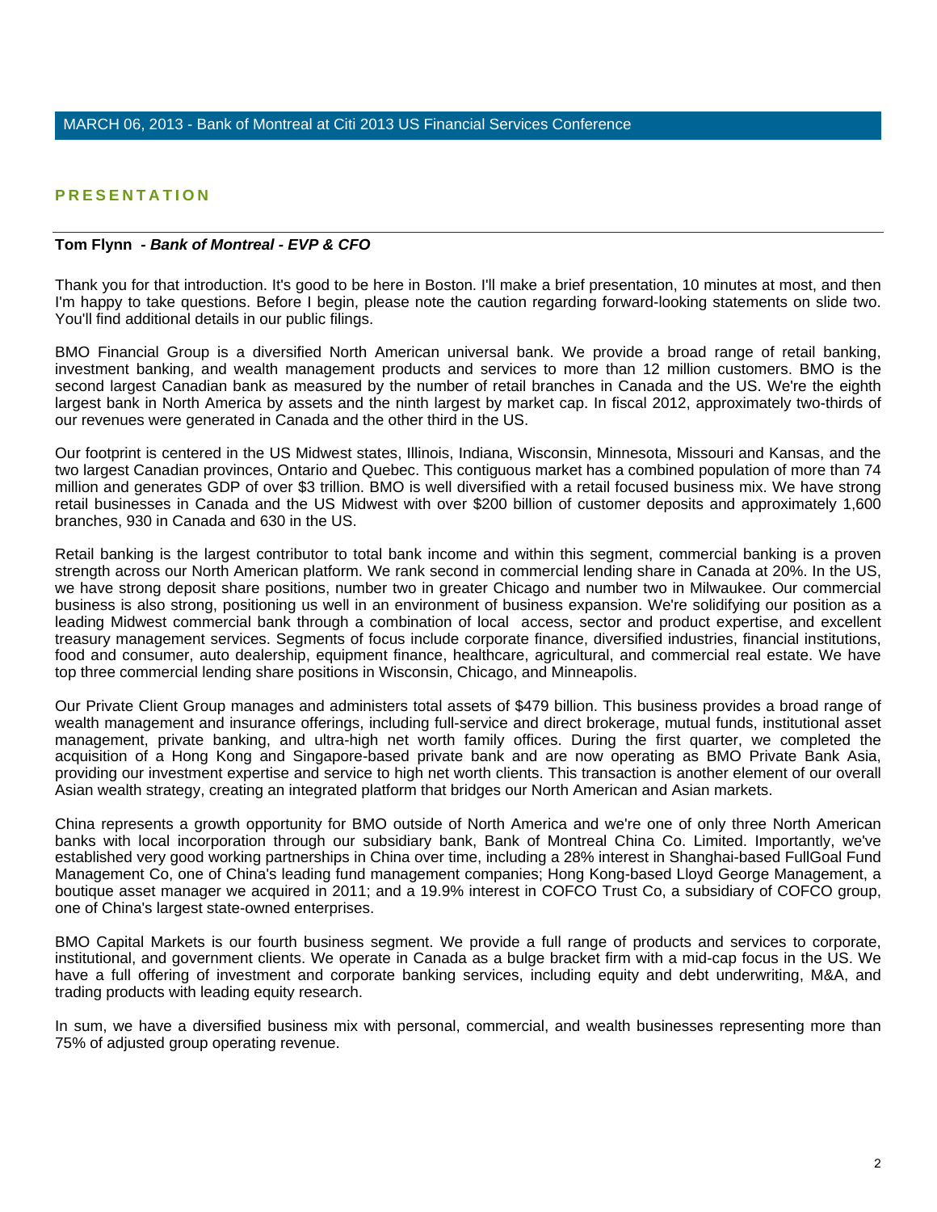MARCH 06, 2013 - Bank of Montreal at Citi 2013 US Financial Services Conference

## PRESENTATION

**Tom Flynn - *Bank of Montreal - EVP & CFO***

Thank you for that introduction. It's good to be here in Boston. I'll make a brief presentation, 10 minutes at most, and then I'm happy to take questions. Before I begin, please note the caution regarding forward-looking statements on slide two. You'll find additional details in our public filings.

BMO Financial Group is a diversified North American universal bank. We provide a broad range of retail banking, investment banking, and wealth management products and services to more than 12 million customers. BMO is the second largest Canadian bank as measured by the number of retail branches in Canada and the US. We're the eighth largest bank in North America by assets and the ninth largest by market cap. In fiscal 2012, approximately two-thirds of our revenues were generated in Canada and the other third in the US.

Our footprint is centered in the US Midwest states, Illinois, Indiana, Wisconsin, Minnesota, Missouri and Kansas, and the two largest Canadian provinces, Ontario and Quebec. This contiguous market has a combined population of more than 74 million and generates GDP of over $3 trillion. BMO is well diversified with a retail focused business mix. We have strong retail businesses in Canada and the US Midwest with over $200 billion of customer deposits and approximately 1,600 branches, 930 in Canada and 630 in the US.

Retail banking is the largest contributor to total bank income and within this segment, commercial banking is a proven strength across our North American platform. We rank second in commercial lending share in Canada at 20%. In the US, we have strong deposit share positions, number two in greater Chicago and number two in Milwaukee. Our commercial business is also strong, positioning us well in an environment of business expansion. We're solidifying our position as a leading Midwest commercial bank through a combination of local access, sector and product expertise, and excellent treasury management services. Segments of focus include corporate finance, diversified industries, financial institutions, food and consumer, auto dealership, equipment finance, healthcare, agricultural, and commercial real estate. We have top three commercial lending share positions in Wisconsin, Chicago, and Minneapolis.

Our Private Client Group manages and administers total assets of $479 billion. This business provides a broad range of wealth management and insurance offerings, including full-service and direct brokerage, mutual funds, institutional asset management, private banking, and ultra-high net worth family offices. During the first quarter, we completed the acquisition of a Hong Kong and Singapore-based private bank and are now operating as BMO Private Bank Asia, providing our investment expertise and service to high net worth clients. This transaction is another element of our overall Asian wealth strategy, creating an integrated platform that bridges our North American and Asian markets.

China represents a growth opportunity for BMO outside of North America and we're one of only three North American banks with local incorporation through our subsidiary bank, Bank of Montreal China Co. Limited. Importantly, we've established very good working partnerships in China over time, including a 28% interest in Shanghai-based FullGoal Fund Management Co, one of China's leading fund management companies; Hong Kong-based Lloyd George Management, a boutique asset manager we acquired in 2011; and a 19.9% interest in COFCO Trust Co, a subsidiary of COFCO group, one of China's largest state-owned enterprises.

BMO Capital Markets is our fourth business segment. We provide a full range of products and services to corporate, institutional, and government clients. We operate in Canada as a bulge bracket firm with a mid-cap focus in the US. We have a full offering of investment and corporate banking services, including equity and debt underwriting, M&A, and trading products with leading equity research.

In sum, we have a diversified business mix with personal, commercial, and wealth businesses representing more than 75% of adjusted group operating revenue.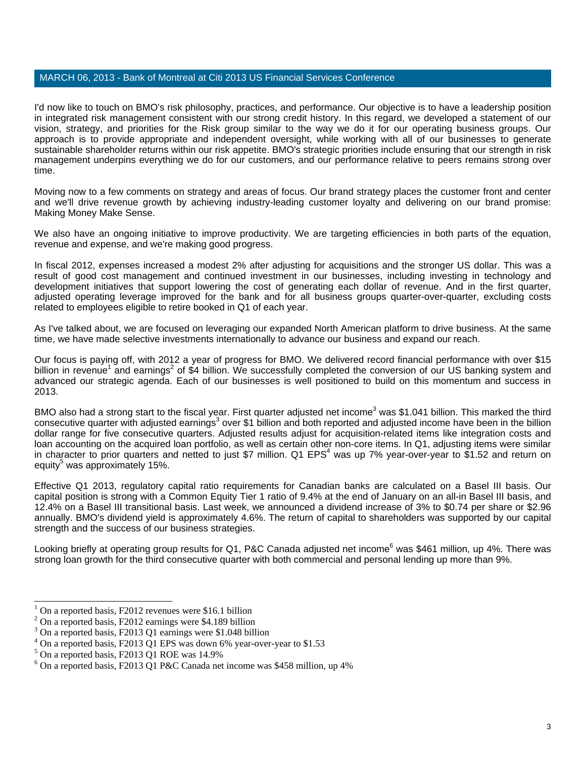MARCH 06, 2013 - Bank of Montreal at Citi 2013 US Financial Services Conference

I'd now like to touch on BMO's risk philosophy, practices, and performance. Our objective is to have a leadership position in integrated risk management consistent with our strong credit history. In this regard, we developed a statement of our vision, strategy, and priorities for the Risk group similar to the way we do it for our operating business groups. Our approach is to provide appropriate and independent oversight, while working with all of our businesses to generate sustainable shareholder returns within our risk appetite. BMO's strategic priorities include ensuring that our strength in risk management underpins everything we do for our customers, and our performance relative to peers remains strong over time.

Moving now to a few comments on strategy and areas of focus. Our brand strategy places the customer front and center and we'll drive revenue growth by achieving industry-leading customer loyalty and delivering on our brand promise: Making Money Make Sense.

We also have an ongoing initiative to improve productivity. We are targeting efficiencies in both parts of the equation, revenue and expense, and we're making good progress.

In fiscal 2012, expenses increased a modest 2% after adjusting for acquisitions and the stronger US dollar. This was a result of good cost management and continued investment in our businesses, including investing in technology and development initiatives that support lowering the cost of generating each dollar of revenue. And in the first quarter, adjusted operating leverage improved for the bank and for all business groups quarter-over-quarter, excluding costs related to employees eligible to retire booked in Q1 of each year.

As I've talked about, we are focused on leveraging our expanded North American platform to drive business. At the same time, we have made selective investments internationally to advance our business and expand our reach.

Our focus is paying off, with 2012 a year of progress for BMO. We delivered record financial performance with over $15 billion in revenue[1] and earnings[2] of $4 billion. We successfully completed the conversion of our US banking system and advanced our strategic agenda. Each of our businesses is well positioned to build on this momentum and success in 2013.

BMO also had a strong start to the fiscal year. First quarter adjusted net income[3] was $1.041 billion. This marked the third consecutive quarter with adjusted earnings[3] over $1 billion and both reported and adjusted income have been in the billion dollar range for five consecutive quarters. Adjusted results adjust for acquisition-related items like integration costs and loan accounting on the acquired loan portfolio, as well as certain other non-core items. In Q1, adjusting items were similar in character to prior quarters and netted to just $7 million. Q1 EPS[4] was up 7% year-over-year to $1.52 and return on equity[5] was approximately 15%.

Effective Q1 2013, regulatory capital ratio requirements for Canadian banks are calculated on a Basel III basis. Our capital position is strong with a Common Equity Tier 1 ratio of 9.4% at the end of January on an all-in Basel III basis, and 12.4% on a Basel III transitional basis. Last week, we announced a dividend increase of 3% to $0.74 per share or $2.96 annually. BMO's dividend yield is approximately 4.6%. The return of capital to shareholders was supported by our capital strength and the success of our business strategies.

Looking briefly at operating group results for Q1, P&C Canada adjusted net income[6] was $461 million, up 4%. There was strong loan growth for the third consecutive quarter with both commercial and personal lending up more than 9%.

---

[1] On a reported basis, F2012 revenues were $16.1 billion
[2] On a reported basis, F2012 earnings were $4.189 billion
[3] On a reported basis, F2013 Q1 earnings were $1.048 billion
[4] On a reported basis, F2013 Q1 EPS was down 6% year-over-year to $1.53
[5] On a reported basis, F2013 Q1 ROE was 14.9%
[6] On a reported basis, F2013 Q1 P&C Canada net income was $458 million, up 4%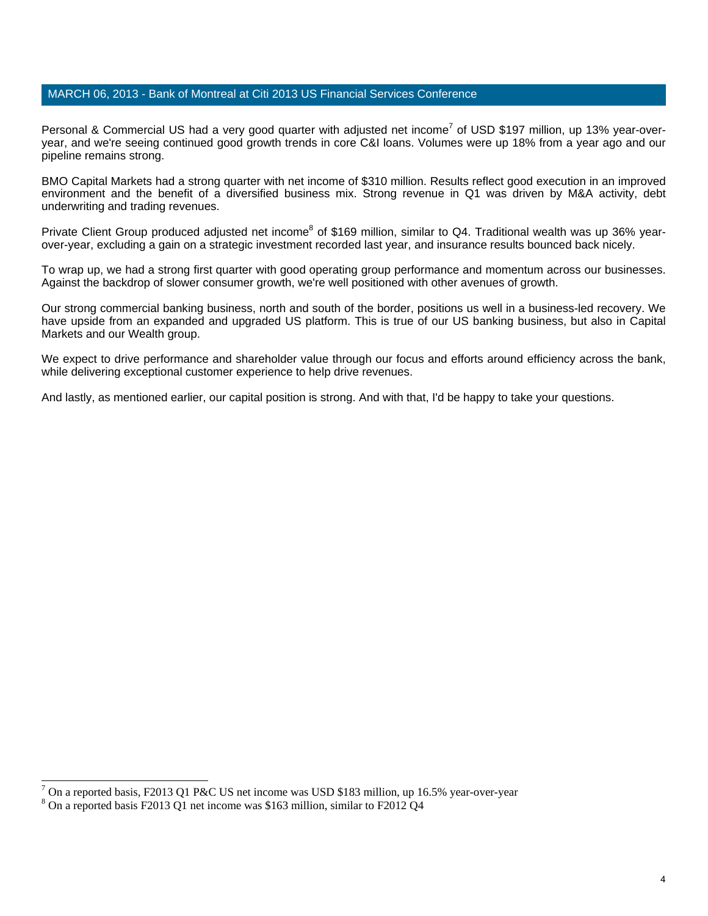MARCH 06, 2013 - Bank of Montreal at Citi 2013 US Financial Services Conference

Personal & Commercial US had a very good quarter with adjusted net income[7] of USD $197 million, up 13% year-over-year, and we're seeing continued good growth trends in core C&I loans. Volumes were up 18% from a year ago and our pipeline remains strong.

BMO Capital Markets had a strong quarter with net income of $310 million. Results reflect good execution in an improved environment and the benefit of a diversified business mix. Strong revenue in Q1 was driven by M&A activity, debt underwriting and trading revenues.

Private Client Group produced adjusted net income[8] of $169 million, similar to Q4. Traditional wealth was up 36% year-over-year, excluding a gain on a strategic investment recorded last year, and insurance results bounced back nicely.

To wrap up, we had a strong first quarter with good operating group performance and momentum across our businesses. Against the backdrop of slower consumer growth, we're well positioned with other avenues of growth.

Our strong commercial banking business, north and south of the border, positions us well in a business-led recovery. We have upside from an expanded and upgraded US platform. This is true of our US banking business, but also in Capital Markets and our Wealth group.

We expect to drive performance and shareholder value through our focus and efforts around efficiency across the bank, while delivering exceptional customer experience to help drive revenues.

And lastly, as mentioned earlier, our capital position is strong. And with that, I'd be happy to take your questions.

---

[7] On a reported basis, F2013 Q1 P&C US net income was USD $183 million, up 16.5% year-over-year

[8] On a reported basis F2013 Q1 net income was $163 million, similar to F2012 Q4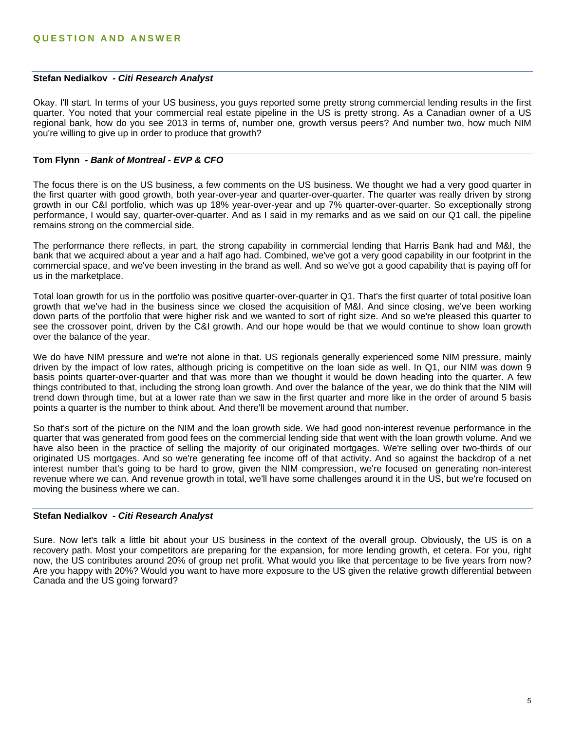## QUESTION AND ANSWER

---

**Stefan Nedialkov** *- Citi Research Analyst*

Okay. I'll start. In terms of your US business, you guys reported some pretty strong commercial lending results in the first quarter. You noted that your commercial real estate pipeline in the US is pretty strong. As a Canadian owner of a US regional bank, how do you see 2013 in terms of, number one, growth versus peers? And number two, how much NIM you're willing to give up in order to produce that growth?

---

**Tom Flynn** *- Bank of Montreal - EVP & CFO*

The focus there is on the US business, a few comments on the US business. We thought we had a very good quarter in the first quarter with good growth, both year-over-year and quarter-over-quarter. The quarter was really driven by strong growth in our C&I portfolio, which was up 18% year-over-year and up 7% quarter-over-quarter. So exceptionally strong performance, I would say, quarter-over-quarter. And as I said in my remarks and as we said on our Q1 call, the pipeline remains strong on the commercial side.

The performance there reflects, in part, the strong capability in commercial lending that Harris Bank had and M&I, the bank that we acquired about a year and a half ago had. Combined, we've got a very good capability in our footprint in the commercial space, and we've been investing in the brand as well. And so we've got a good capability that is paying off for us in the marketplace.

Total loan growth for us in the portfolio was positive quarter-over-quarter in Q1. That's the first quarter of total positive loan growth that we've had in the business since we closed the acquisition of M&I. And since closing, we've been working down parts of the portfolio that were higher risk and we wanted to sort of right size. And so we're pleased this quarter to see the crossover point, driven by the C&I growth. And our hope would be that we would continue to show loan growth over the balance of the year.

We do have NIM pressure and we're not alone in that. US regionals generally experienced some NIM pressure, mainly driven by the impact of low rates, although pricing is competitive on the loan side as well. In Q1, our NIM was down 9 basis points quarter-over-quarter and that was more than we thought it would be down heading into the quarter. A few things contributed to that, including the strong loan growth. And over the balance of the year, we do think that the NIM will trend down through time, but at a lower rate than we saw in the first quarter and more like in the order of around 5 basis points a quarter is the number to think about. And there'll be movement around that number.

So that's sort of the picture on the NIM and the loan growth side. We had good non-interest revenue performance in the quarter that was generated from good fees on the commercial lending side that went with the loan growth volume. And we have also been in the practice of selling the majority of our originated mortgages. We're selling over two-thirds of our originated US mortgages. And so we're generating fee income off of that activity. And so against the backdrop of a net interest number that's going to be hard to grow, given the NIM compression, we're focused on generating non-interest revenue where we can. And revenue growth in total, we'll have some challenges around it in the US, but we're focused on moving the business where we can.

---

**Stefan Nedialkov** *- Citi Research Analyst*

Sure. Now let's talk a little bit about your US business in the context of the overall group. Obviously, the US is on a recovery path. Most your competitors are preparing for the expansion, for more lending growth, et cetera. For you, right now, the US contributes around 20% of group net profit. What would you like that percentage to be five years from now? Are you happy with 20%? Would you want to have more exposure to the US given the relative growth differential between Canada and the US going forward?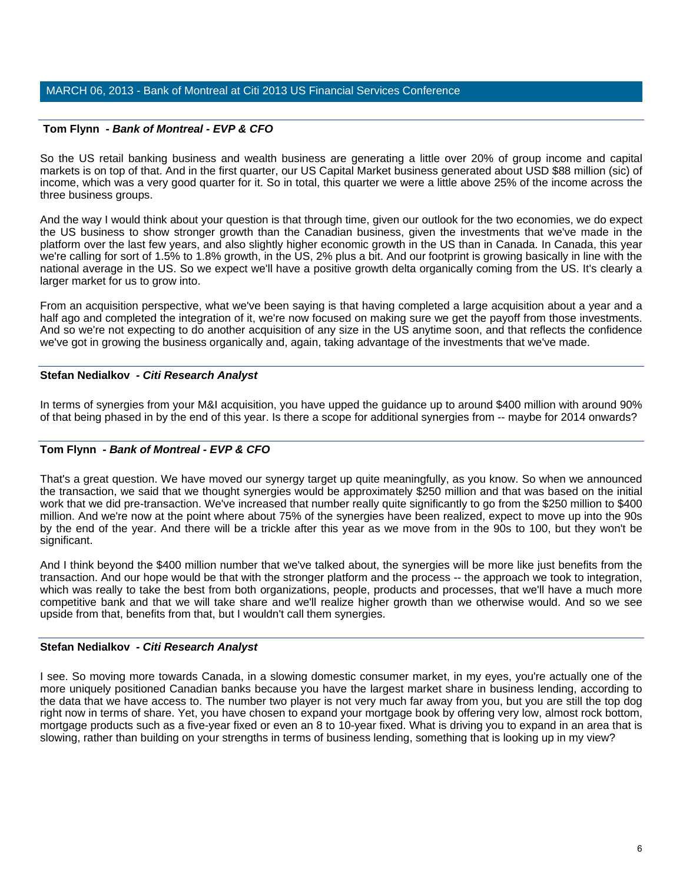**Tom Flynn** *- Bank of Montreal - EVP & CFO*

So the US retail banking business and wealth business are generating a little over 20% of group income and capital markets is on top of that. And in the first quarter, our US Capital Market business generated about USD $88 million (sic) of income, which was a very good quarter for it. So in total, this quarter we were a little above 25% of the income across the three business groups.

And the way I would think about your question is that through time, given our outlook for the two economies, we do expect the US business to show stronger growth than the Canadian business, given the investments that we've made in the platform over the last few years, and also slightly higher economic growth in the US than in Canada. In Canada, this year we're calling for sort of 1.5% to 1.8% growth, in the US, 2% plus a bit. And our footprint is growing basically in line with the national average in the US. So we expect we'll have a positive growth delta organically coming from the US. It's clearly a larger market for us to grow into.

From an acquisition perspective, what we've been saying is that having completed a large acquisition about a year and a half ago and completed the integration of it, we're now focused on making sure we get the payoff from those investments. And so we're not expecting to do another acquisition of any size in the US anytime soon, and that reflects the confidence we've got in growing the business organically and, again, taking advantage of the investments that we've made.

**Stefan Nedialkov** *- Citi Research Analyst*

In terms of synergies from your M&I acquisition, you have upped the guidance up to around $400 million with around 90% of that being phased in by the end of this year. Is there a scope for additional synergies from -- maybe for 2014 onwards?

**Tom Flynn** *- Bank of Montreal - EVP & CFO*

That's a great question. We have moved our synergy target up quite meaningfully, as you know. So when we announced the transaction, we said that we thought synergies would be approximately $250 million and that was based on the initial work that we did pre-transaction. We've increased that number really quite significantly to go from the $250 million to $400 million. And we're now at the point where about 75% of the synergies have been realized, expect to move up into the 90s by the end of the year. And there will be a trickle after this year as we move from in the 90s to 100, but they won't be significant.

And I think beyond the $400 million number that we've talked about, the synergies will be more like just benefits from the transaction. And our hope would be that with the stronger platform and the process -- the approach we took to integration, which was really to take the best from both organizations, people, products and processes, that we'll have a much more competitive bank and that we will take share and we'll realize higher growth than we otherwise would. And so we see upside from that, benefits from that, but I wouldn't call them synergies.

**Stefan Nedialkov** *- Citi Research Analyst*

I see. So moving more towards Canada, in a slowing domestic consumer market, in my eyes, you're actually one of the more uniquely positioned Canadian banks because you have the largest market share in business lending, according to the data that we have access to. The number two player is not very much far away from you, but you are still the top dog right now in terms of share. Yet, you have chosen to expand your mortgage book by offering very low, almost rock bottom, mortgage products such as a five-year fixed or even an 8 to 10-year fixed. What is driving you to expand in an area that is slowing, rather than building on your strengths in terms of business lending, something that is looking up in my view?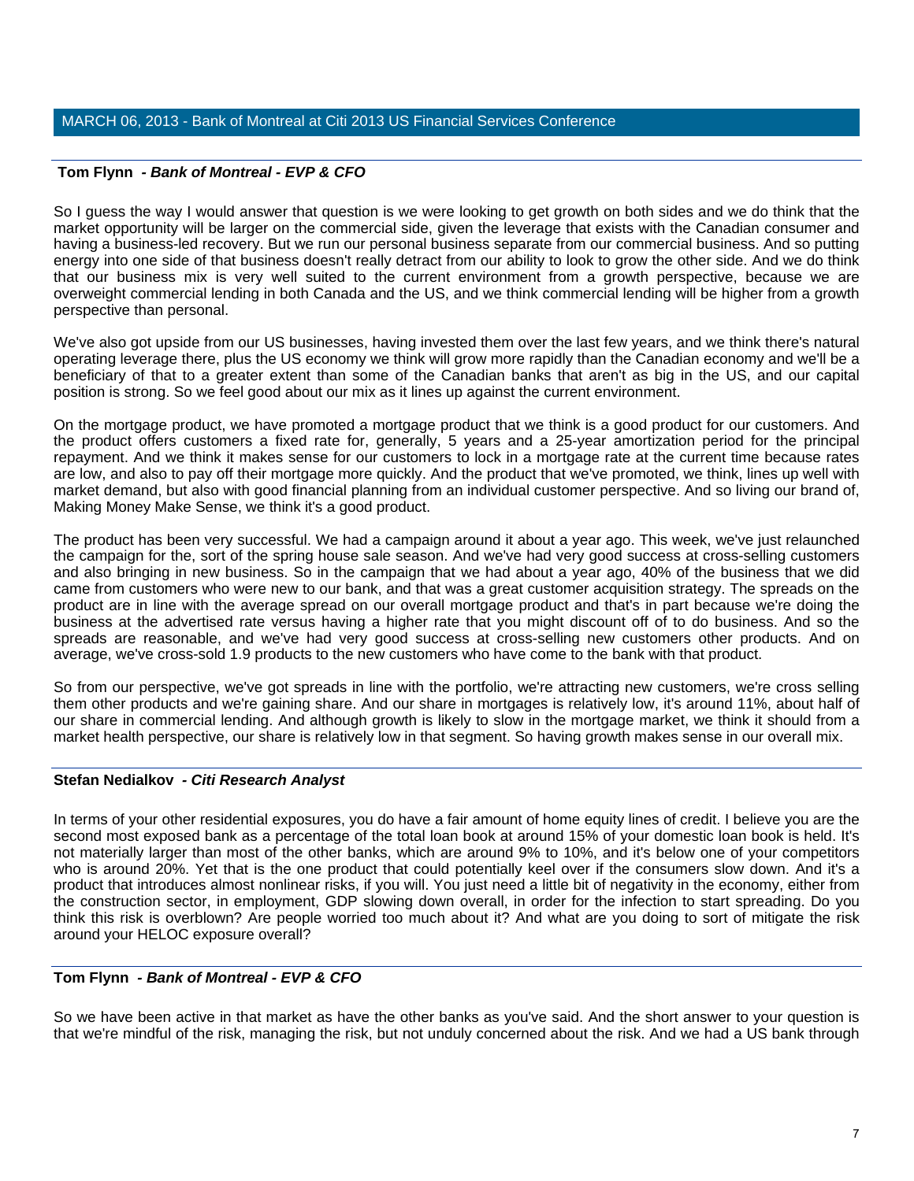**Tom Flynn** *- Bank of Montreal - EVP & CFO*

So I guess the way I would answer that question is we were looking to get growth on both sides and we do think that the market opportunity will be larger on the commercial side, given the leverage that exists with the Canadian consumer and having a business-led recovery. But we run our personal business separate from our commercial business. And so putting energy into one side of that business doesn't really detract from our ability to look to grow the other side. And we do think that our business mix is very well suited to the current environment from a growth perspective, because we are overweight commercial lending in both Canada and the US, and we think commercial lending will be higher from a growth perspective than personal.

We've also got upside from our US businesses, having invested them over the last few years, and we think there's natural operating leverage there, plus the US economy we think will grow more rapidly than the Canadian economy and we'll be a beneficiary of that to a greater extent than some of the Canadian banks that aren't as big in the US, and our capital position is strong. So we feel good about our mix as it lines up against the current environment.

On the mortgage product, we have promoted a mortgage product that we think is a good product for our customers. And the product offers customers a fixed rate for, generally, 5 years and a 25-year amortization period for the principal repayment. And we think it makes sense for our customers to lock in a mortgage rate at the current time because rates are low, and also to pay off their mortgage more quickly. And the product that we've promoted, we think, lines up well with market demand, but also with good financial planning from an individual customer perspective. And so living our brand of, Making Money Make Sense, we think it's a good product.

The product has been very successful. We had a campaign around it about a year ago. This week, we've just relaunched the campaign for the, sort of the spring house sale season. And we've had very good success at cross-selling customers and also bringing in new business. So in the campaign that we had about a year ago, 40% of the business that we did came from customers who were new to our bank, and that was a great customer acquisition strategy. The spreads on the product are in line with the average spread on our overall mortgage product and that's in part because we're doing the business at the advertised rate versus having a higher rate that you might discount off of to do business. And so the spreads are reasonable, and we've had very good success at cross-selling new customers other products. And on average, we've cross-sold 1.9 products to the new customers who have come to the bank with that product.

So from our perspective, we've got spreads in line with the portfolio, we're attracting new customers, we're cross selling them other products and we're gaining share. And our share in mortgages is relatively low, it's around 11%, about half of our share in commercial lending. And although growth is likely to slow in the mortgage market, we think it should from a market health perspective, our share is relatively low in that segment. So having growth makes sense in our overall mix.

**Stefan Nedialkov** *- Citi Research Analyst*

In terms of your other residential exposures, you do have a fair amount of home equity lines of credit. I believe you are the second most exposed bank as a percentage of the total loan book at around 15% of your domestic loan book is held. It's not materially larger than most of the other banks, which are around 9% to 10%, and it's below one of your competitors who is around 20%. Yet that is the one product that could potentially keel over if the consumers slow down. And it's a product that introduces almost nonlinear risks, if you will. You just need a little bit of negativity in the economy, either from the construction sector, in employment, GDP slowing down overall, in order for the infection to start spreading. Do you think this risk is overblown? Are people worried too much about it? And what are you doing to sort of mitigate the risk around your HELOC exposure overall?

**Tom Flynn** *- Bank of Montreal - EVP & CFO*

So we have been active in that market as have the other banks as you've said. And the short answer to your question is that we're mindful of the risk, managing the risk, but not unduly concerned about the risk. And we had a US bank through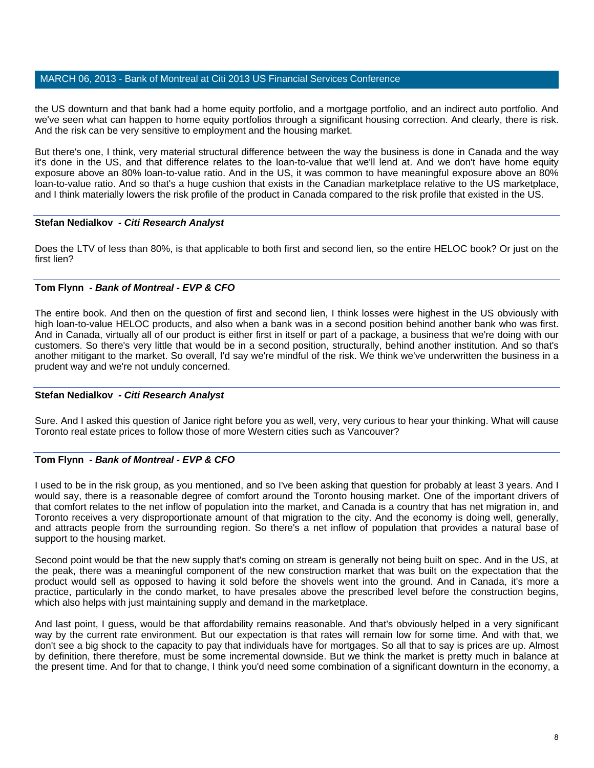the US downturn and that bank had a home equity portfolio, and a mortgage portfolio, and an indirect auto portfolio. And we've seen what can happen to home equity portfolios through a significant housing correction. And clearly, there is risk. And the risk can be very sensitive to employment and the housing market.

But there's one, I think, very material structural difference between the way the business is done in Canada and the way it's done in the US, and that difference relates to the loan-to-value that we'll lend at. And we don't have home equity exposure above an 80% loan-to-value ratio. And in the US, it was common to have meaningful exposure above an 80% loan-to-value ratio. And so that's a huge cushion that exists in the Canadian marketplace relative to the US marketplace, and I think materially lowers the risk profile of the product in Canada compared to the risk profile that existed in the US.

---

**Stefan Nedialkov** *- Citi Research Analyst*

Does the LTV of less than 80%, is that applicable to both first and second lien, so the entire HELOC book? Or just on the first lien?

---

**Tom Flynn** *- Bank of Montreal - EVP & CFO*

The entire book. And then on the question of first and second lien, I think losses were highest in the US obviously with high loan-to-value HELOC products, and also when a bank was in a second position behind another bank who was first. And in Canada, virtually all of our product is either first in itself or part of a package, a business that we're doing with our customers. So there's very little that would be in a second position, structurally, behind another institution. And so that's another mitigant to the market. So overall, I'd say we're mindful of the risk. We think we've underwritten the business in a prudent way and we're not unduly concerned.

---

**Stefan Nedialkov** *- Citi Research Analyst*

Sure. And I asked this question of Janice right before you as well, very, very curious to hear your thinking. What will cause Toronto real estate prices to follow those of more Western cities such as Vancouver?

---

**Tom Flynn** *- Bank of Montreal - EVP & CFO*

I used to be in the risk group, as you mentioned, and so I've been asking that question for probably at least 3 years. And I would say, there is a reasonable degree of comfort around the Toronto housing market. One of the important drivers of that comfort relates to the net inflow of population into the market, and Canada is a country that has net migration in, and Toronto receives a very disproportionate amount of that migration to the city. And the economy is doing well, generally, and attracts people from the surrounding region. So there's a net inflow of population that provides a natural base of support to the housing market.

Second point would be that the new supply that's coming on stream is generally not being built on spec. And in the US, at the peak, there was a meaningful component of the new construction market that was built on the expectation that the product would sell as opposed to having it sold before the shovels went into the ground. And in Canada, it's more a practice, particularly in the condo market, to have presales above the prescribed level before the construction begins, which also helps with just maintaining supply and demand in the marketplace.

And last point, I guess, would be that affordability remains reasonable. And that's obviously helped in a very significant way by the current rate environment. But our expectation is that rates will remain low for some time. And with that, we don't see a big shock to the capacity to pay that individuals have for mortgages. So all that to say is prices are up. Almost by definition, there therefore, must be some incremental downside. But we think the market is pretty much in balance at the present time. And for that to change, I think you'd need some combination of a significant downturn in the economy, a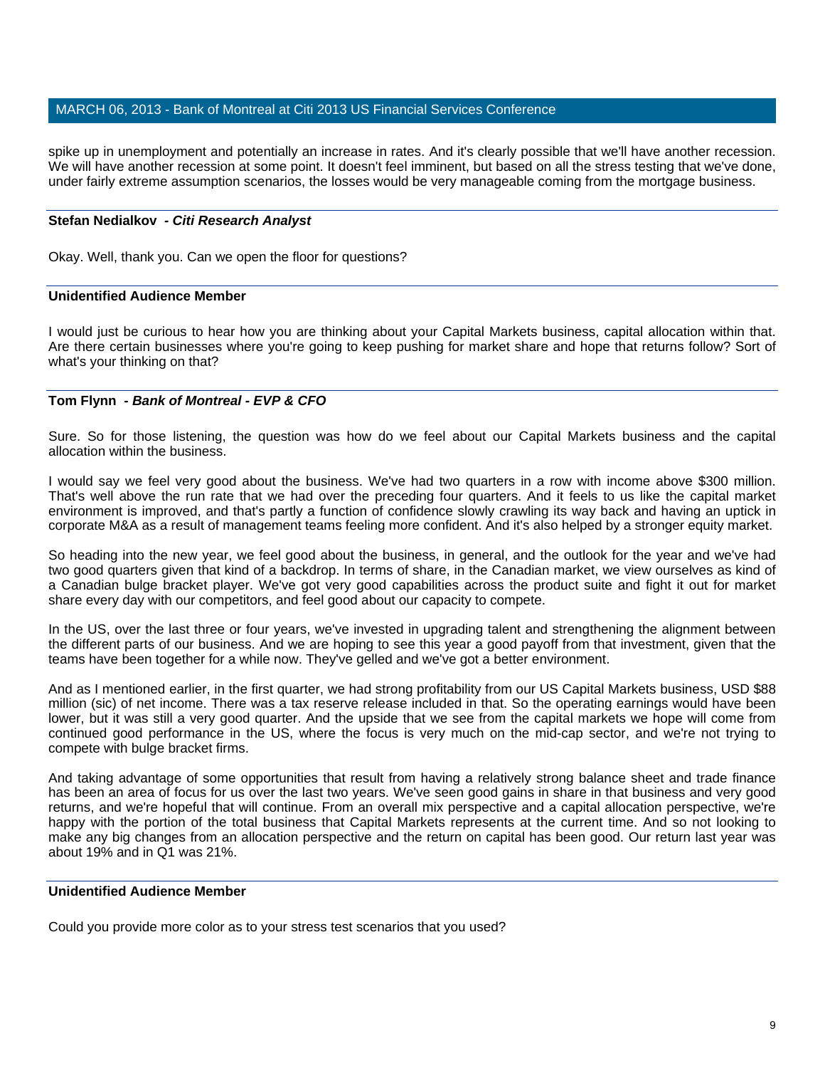spike up in unemployment and potentially an increase in rates. And it's clearly possible that we'll have another recession. We will have another recession at some point. It doesn't feel imminent, but based on all the stress testing that we've done, under fairly extreme assumption scenarios, the losses would be very manageable coming from the mortgage business.

**Stefan Nedialkov** *- Citi Research Analyst*

Okay. Well, thank you. Can we open the floor for questions?

**Unidentified Audience Member**

I would just be curious to hear how you are thinking about your Capital Markets business, capital allocation within that. Are there certain businesses where you're going to keep pushing for market share and hope that returns follow? Sort of what's your thinking on that?

**Tom Flynn** *- Bank of Montreal - EVP & CFO*

Sure. So for those listening, the question was how do we feel about our Capital Markets business and the capital allocation within the business.

I would say we feel very good about the business. We've had two quarters in a row with income above $300 million. That's well above the run rate that we had over the preceding four quarters. And it feels to us like the capital market environment is improved, and that's partly a function of confidence slowly crawling its way back and having an uptick in corporate M&A as a result of management teams feeling more confident. And it's also helped by a stronger equity market.

So heading into the new year, we feel good about the business, in general, and the outlook for the year and we've had two good quarters given that kind of a backdrop. In terms of share, in the Canadian market, we view ourselves as kind of a Canadian bulge bracket player. We've got very good capabilities across the product suite and fight it out for market share every day with our competitors, and feel good about our capacity to compete.

In the US, over the last three or four years, we've invested in upgrading talent and strengthening the alignment between the different parts of our business. And we are hoping to see this year a good payoff from that investment, given that the teams have been together for a while now. They've gelled and we've got a better environment.

And as I mentioned earlier, in the first quarter, we had strong profitability from our US Capital Markets business, USD $88 million (sic) of net income. There was a tax reserve release included in that. So the operating earnings would have been lower, but it was still a very good quarter. And the upside that we see from the capital markets we hope will come from continued good performance in the US, where the focus is very much on the mid-cap sector, and we're not trying to compete with bulge bracket firms.

And taking advantage of some opportunities that result from having a relatively strong balance sheet and trade finance has been an area of focus for us over the last two years. We've seen good gains in share in that business and very good returns, and we're hopeful that will continue. From an overall mix perspective and a capital allocation perspective, we're happy with the portion of the total business that Capital Markets represents at the current time. And so not looking to make any big changes from an allocation perspective and the return on capital has been good. Our return last year was about 19% and in Q1 was 21%.

**Unidentified Audience Member**

Could you provide more color as to your stress test scenarios that you used?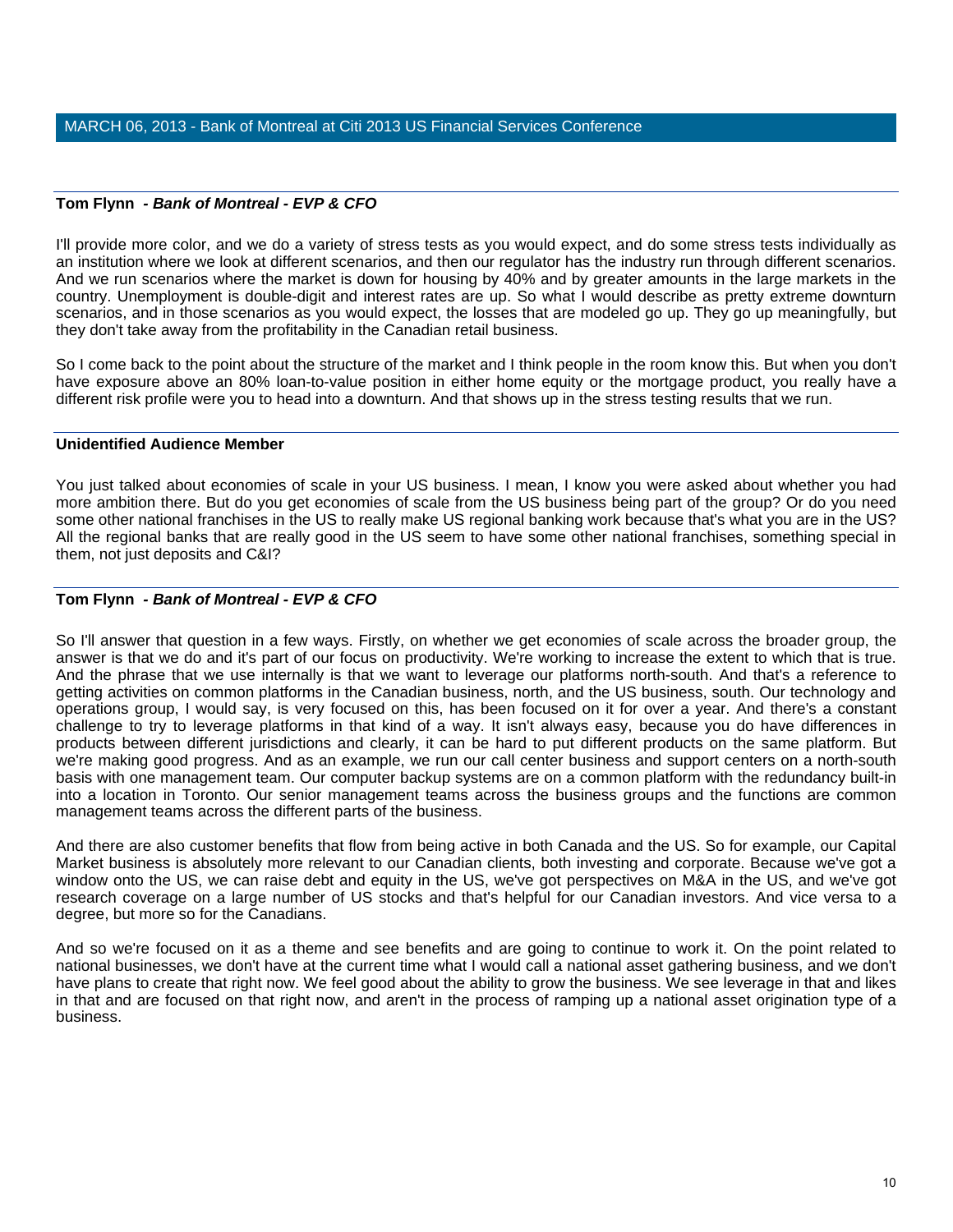**Tom Flynn** *- **Bank of Montreal - EVP & CFO***

I'll provide more color, and we do a variety of stress tests as you would expect, and do some stress tests individually as an institution where we look at different scenarios, and then our regulator has the industry run through different scenarios. And we run scenarios where the market is down for housing by 40% and by greater amounts in the large markets in the country. Unemployment is double-digit and interest rates are up. So what I would describe as pretty extreme downturn scenarios, and in those scenarios as you would expect, the losses that are modeled go up. They go up meaningfully, but they don't take away from the profitability in the Canadian retail business.

So I come back to the point about the structure of the market and I think people in the room know this. But when you don't have exposure above an 80% loan-to-value position in either home equity or the mortgage product, you really have a different risk profile were you to head into a downturn. And that shows up in the stress testing results that we run.

**Unidentified Audience Member**

You just talked about economies of scale in your US business. I mean, I know you were asked about whether you had more ambition there. But do you get economies of scale from the US business being part of the group? Or do you need some other national franchises in the US to really make US regional banking work because that's what you are in the US? All the regional banks that are really good in the US seem to have some other national franchises, something special in them, not just deposits and C&I?

**Tom Flynn** *- **Bank of Montreal - EVP & CFO***

So I'll answer that question in a few ways. Firstly, on whether we get economies of scale across the broader group, the answer is that we do and it's part of our focus on productivity. We're working to increase the extent to which that is true. And the phrase that we use internally is that we want to leverage our platforms north-south. And that's a reference to getting activities on common platforms in the Canadian business, north, and the US business, south. Our technology and operations group, I would say, is very focused on this, has been focused on it for over a year. And there's a constant challenge to try to leverage platforms in that kind of a way. It isn't always easy, because you do have differences in products between different jurisdictions and clearly, it can be hard to put different products on the same platform. But we're making good progress. And as an example, we run our call center business and support centers on a north-south basis with one management team. Our computer backup systems are on a common platform with the redundancy built-in into a location in Toronto. Our senior management teams across the business groups and the functions are common management teams across the different parts of the business.

And there are also customer benefits that flow from being active in both Canada and the US. So for example, our Capital Market business is absolutely more relevant to our Canadian clients, both investing and corporate. Because we've got a window onto the US, we can raise debt and equity in the US, we've got perspectives on M&A in the US, and we've got research coverage on a large number of US stocks and that's helpful for our Canadian investors. And vice versa to a degree, but more so for the Canadians.

And so we're focused on it as a theme and see benefits and are going to continue to work it. On the point related to national businesses, we don't have at the current time what I would call a national asset gathering business, and we don't have plans to create that right now. We feel good about the ability to grow the business. We see leverage in that and likes in that and are focused on that right now, and aren't in the process of ramping up a national asset origination type of a business.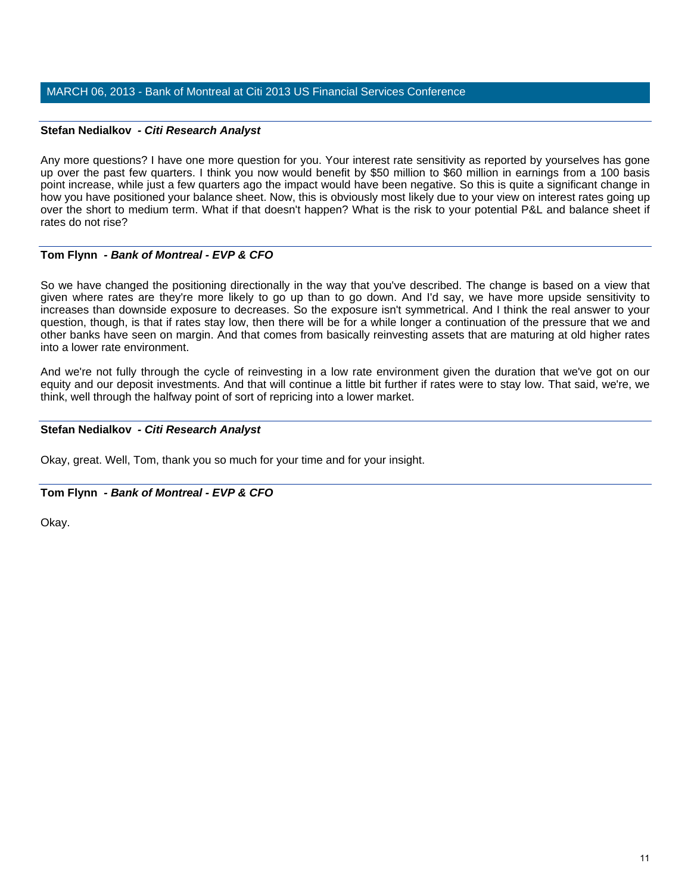**Stefan Nedialkov** *- Citi Research Analyst*

Any more questions? I have one more question for you. Your interest rate sensitivity as reported by yourselves has gone up over the past few quarters. I think you now would benefit by $50 million to $60 million in earnings from a 100 basis point increase, while just a few quarters ago the impact would have been negative. So this is quite a significant change in how you have positioned your balance sheet. Now, this is obviously most likely due to your view on interest rates going up over the short to medium term. What if that doesn't happen? What is the risk to your potential P&L and balance sheet if rates do not rise?

**Tom Flynn** *- Bank of Montreal - EVP & CFO*

So we have changed the positioning directionally in the way that you've described. The change is based on a view that given where rates are they're more likely to go up than to go down. And I'd say, we have more upside sensitivity to increases than downside exposure to decreases. So the exposure isn't symmetrical. And I think the real answer to your question, though, is that if rates stay low, then there will be for a while longer a continuation of the pressure that we and other banks have seen on margin. And that comes from basically reinvesting assets that are maturing at old higher rates into a lower rate environment.

And we're not fully through the cycle of reinvesting in a low rate environment given the duration that we've got on our equity and our deposit investments. And that will continue a little bit further if rates were to stay low. That said, we're, we think, well through the halfway point of sort of repricing into a lower market.

**Stefan Nedialkov** *- Citi Research Analyst*

Okay, great. Well, Tom, thank you so much for your time and for your insight.

**Tom Flynn** *- Bank of Montreal - EVP & CFO*

Okay.